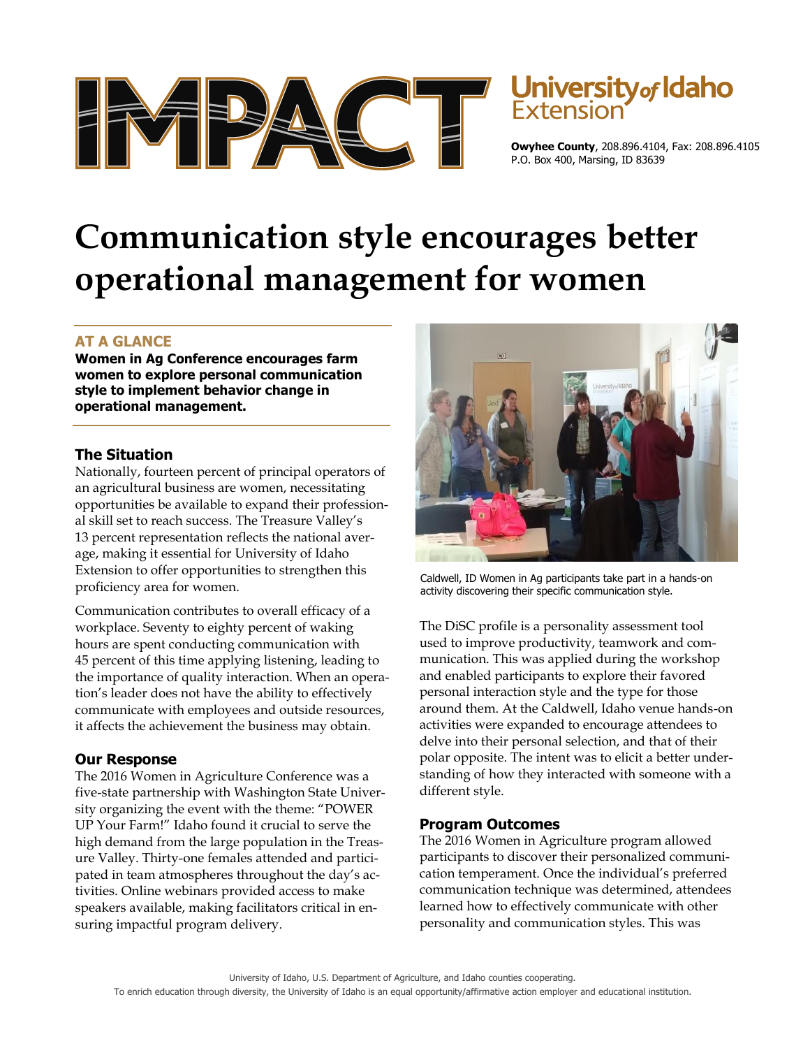# IMPACT

University of Idaho Extension

**Owyhee County**, 208.896.4104, Fax: 208.896.4105
P.O. Box 400, Marsing, ID 83639

# Communication style encourages better operational management for women

### AT A GLANCE

**Women in Ag Conference encourages farm women to explore personal communication style to implement behavior change in operational management.**

## The Situation

Nationally, fourteen percent of principal operators of an agricultural business are women, necessitating opportunities be available to expand their professional skill set to reach success. The Treasure Valley's 13 percent representation reflects the national average, making it essential for University of Idaho Extension to offer opportunities to strengthen this proficiency area for women.

Communication contributes to overall efficacy of a workplace. Seventy to eighty percent of waking hours are spent conducting communication with 45 percent of this time applying listening, leading to the importance of quality interaction. When an operation's leader does not have the ability to effectively communicate with employees and outside resources, it affects the achievement the business may obtain.

## Our Response

The 2016 Women in Agriculture Conference was a five-state partnership with Washington State University organizing the event with the theme: "POWER UP Your Farm!" Idaho found it crucial to serve the high demand from the large population in the Treasure Valley. Thirty-one females attended and participated in team atmospheres throughout the day's activities. Online webinars provided access to make speakers available, making facilitators critical in ensuring impactful program delivery.

Caldwell, ID Women in Ag participants take part in a hands-on activity discovering their specific communication style.

The DiSC profile is a personality assessment tool used to improve productivity, teamwork and communication. This was applied during the workshop and enabled participants to explore their favored personal interaction style and the type for those around them. At the Caldwell, Idaho venue hands-on activities were expanded to encourage attendees to delve into their personal selection, and that of their polar opposite. The intent was to elicit a better understanding of how they interacted with someone with a different style.

## Program Outcomes

The 2016 Women in Agriculture program allowed participants to discover their personalized communication temperament. Once the individual's preferred communication technique was determined, attendees learned how to effectively communicate with other personality and communication styles. This was

University of Idaho, U.S. Department of Agriculture, and Idaho counties cooperating.
To enrich education through diversity, the University of Idaho is an equal opportunity/affirmative action employer and educational institution.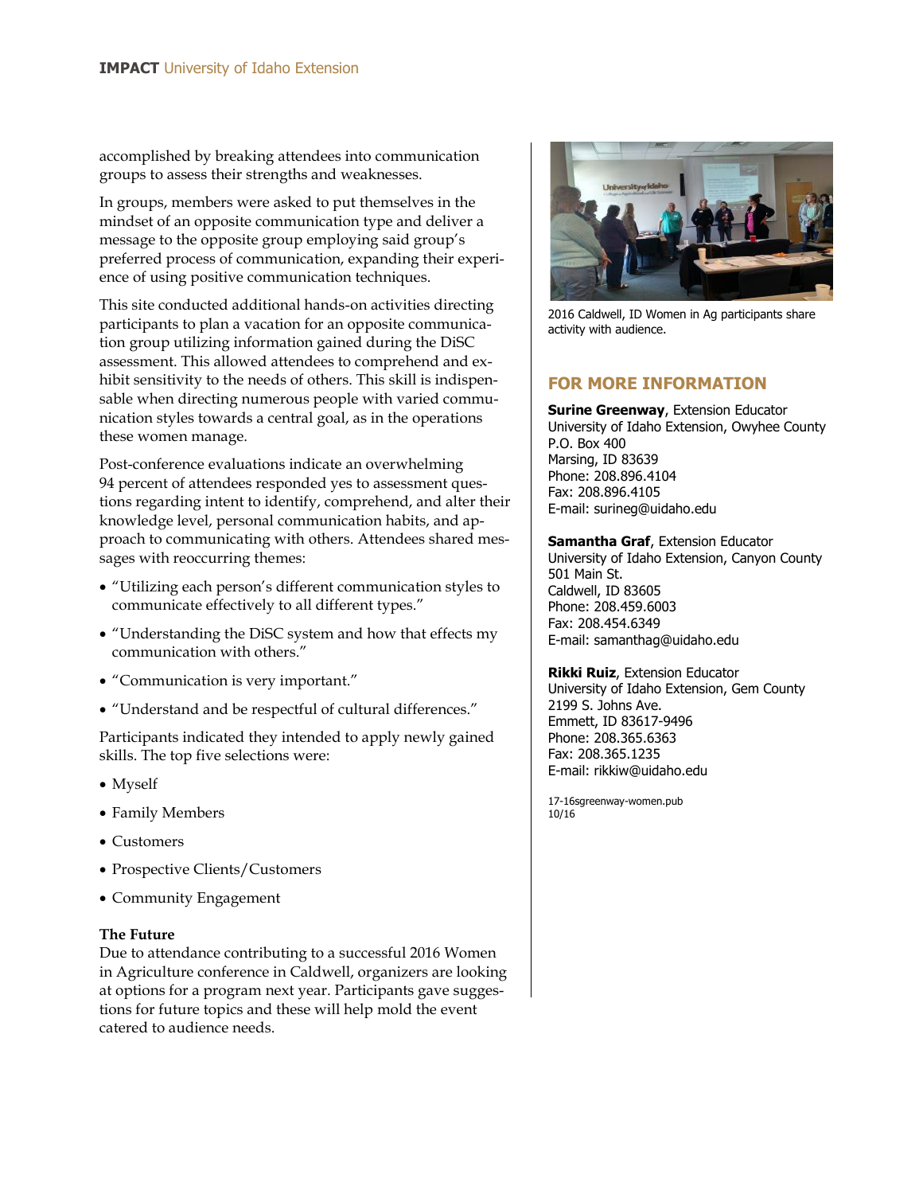accomplished by breaking attendees into communication groups to assess their strengths and weaknesses.

In groups, members were asked to put themselves in the mindset of an opposite communication type and deliver a message to the opposite group employing said group's preferred process of communication, expanding their experience of using positive communication techniques.

This site conducted additional hands-on activities directing participants to plan a vacation for an opposite communication group utilizing information gained during the DiSC assessment. This allowed attendees to comprehend and exhibit sensitivity to the needs of others. This skill is indispensable when directing numerous people with varied communication styles towards a central goal, as in the operations these women manage.

Post-conference evaluations indicate an overwhelming 94 percent of attendees responded yes to assessment questions regarding intent to identify, comprehend, and alter their knowledge level, personal communication habits, and approach to communicating with others. Attendees shared messages with reoccurring themes:

- "Utilizing each person's different communication styles to communicate effectively to all different types."
- "Understanding the DiSC system and how that effects my communication with others."
- "Communication is very important."
- "Understand and be respectful of cultural differences."

Participants indicated they intended to apply newly gained skills. The top five selections were:

- Myself
- Family Members
- Customers
- Prospective Clients/Customers
- Community Engagement

**The Future**

Due to attendance contributing to a successful 2016 Women in Agriculture conference in Caldwell, organizers are looking at options for a program next year. Participants gave suggestions for future topics and these will help mold the event catered to audience needs.

2016 Caldwell, ID Women in Ag participants share activity with audience.

## FOR MORE INFORMATION

**Surine Greenway**, Extension Educator
University of Idaho Extension, Owyhee County
P.O. Box 400
Marsing, ID 83639
Phone: 208.896.4104
Fax: 208.896.4105
E-mail: surineg@uidaho.edu

**Samantha Graf**, Extension Educator
University of Idaho Extension, Canyon County
501 Main St.
Caldwell, ID 83605
Phone: 208.459.6003
Fax: 208.454.6349
E-mail: samanthag@uidaho.edu

**Rikki Ruiz**, Extension Educator
University of Idaho Extension, Gem County
2199 S. Johns Ave.
Emmett, ID 83617-9496
Phone: 208.365.6363
Fax: 208.365.1235
E-mail: rikkiw@uidaho.edu

17-16sgreenway-women.pub
10/16